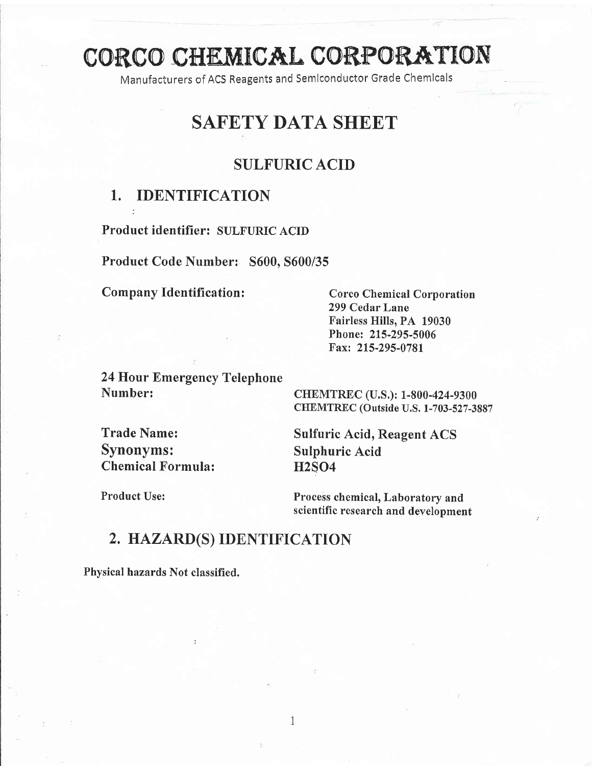# CORCO CHEMICAL CORPORATION

Manufacturers of ACS Reagents and Semiconductor Grade Chemicals

# SAFETY DATA SHEET

## SULFURIC ACID

## 1. IDENTIFICATION

**Product identifier:** SULFURIC ACID

**Product Code Number:** S600, S600/35

**Company Identification:**

Corco Chemical Corporation
299 Cedar Lane
Fairless Hills, PA 19030
Phone: 215-295-5006
Fax: 215-295-0781

**24 Hour Emergency Telephone Number:**

CHEMTREC (U.S.): 1-800-424-9300
CHEMTREC (Outside U.S. 1-703-527-3887

**Trade Name:** Sulfuric Acid, Reagent ACS

**Synonyms:** Sulphuric Acid

**Chemical Formula:** $H_2SO_4$

**Product Use:** Process chemical, Laboratory and scientific research and development

## 2. HAZARD(S) IDENTIFICATION

**Physical hazards Not classified.**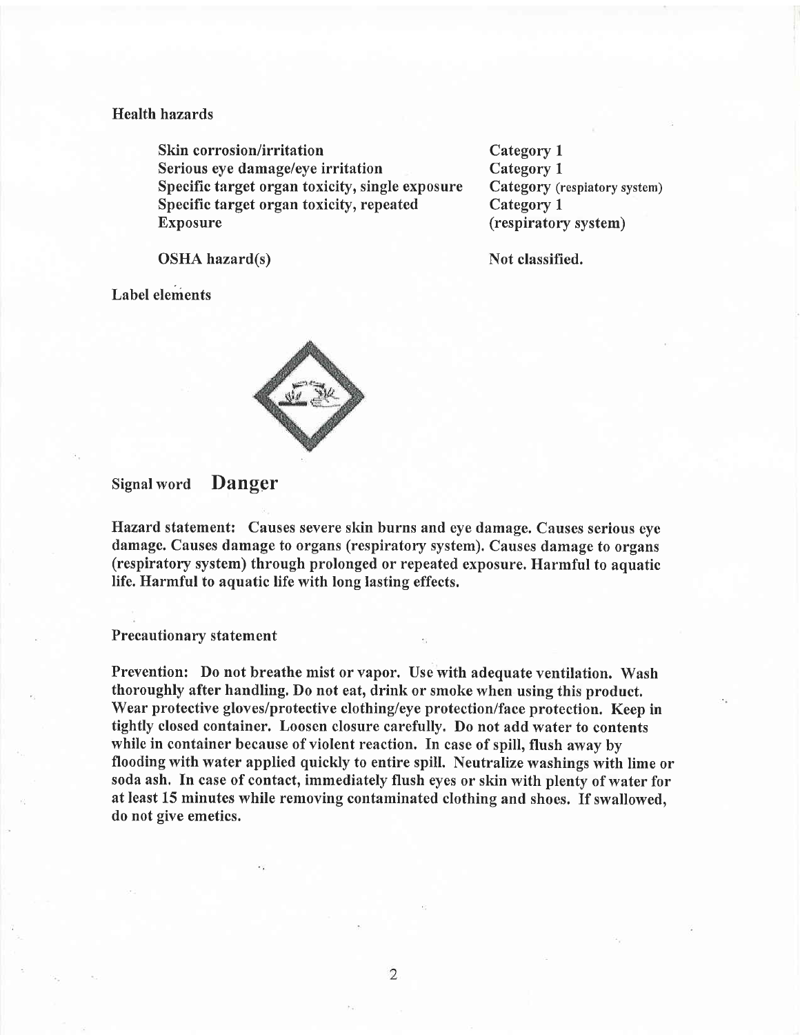Health hazards

| | |
|---|---|
| **Skin corrosion/irritation** | **Category 1** |
| **Serious eye damage/eye irritation** | **Category 1** |
| **Specific target organ toxicity, single exposure** | **Category** (respiatory system) |
| **Specific target organ toxicity, repeated Exposure** | **Category 1 (respiratory system)** |
| **OSHA hazard(s)** | **Not classified.** |

Label elements

Signal word **Danger**

**Hazard statement: Causes severe skin burns and eye damage. Causes serious eye damage. Causes damage to organs (respiratory system). Causes damage to organs (respiratory system) through prolonged or repeated exposure. Harmful to aquatic life. Harmful to aquatic life with long lasting effects.**

Precautionary statement

**Prevention: Do not breathe mist or vapor. Use with adequate ventilation. Wash thoroughly after handling. Do not eat, drink or smoke when using this product. Wear protective gloves/protective clothing/eye protection/face protection. Keep in tightly closed container. Loosen closure carefully. Do not add water to contents while in container because of violent reaction. In case of spill, flush away by flooding with water applied quickly to entire spill. Neutralize washings with lime or soda ash. In case of contact, immediately flush eyes or skin with plenty of water for at least 15 minutes while removing contaminated clothing and shoes. If swallowed, do not give emetics.**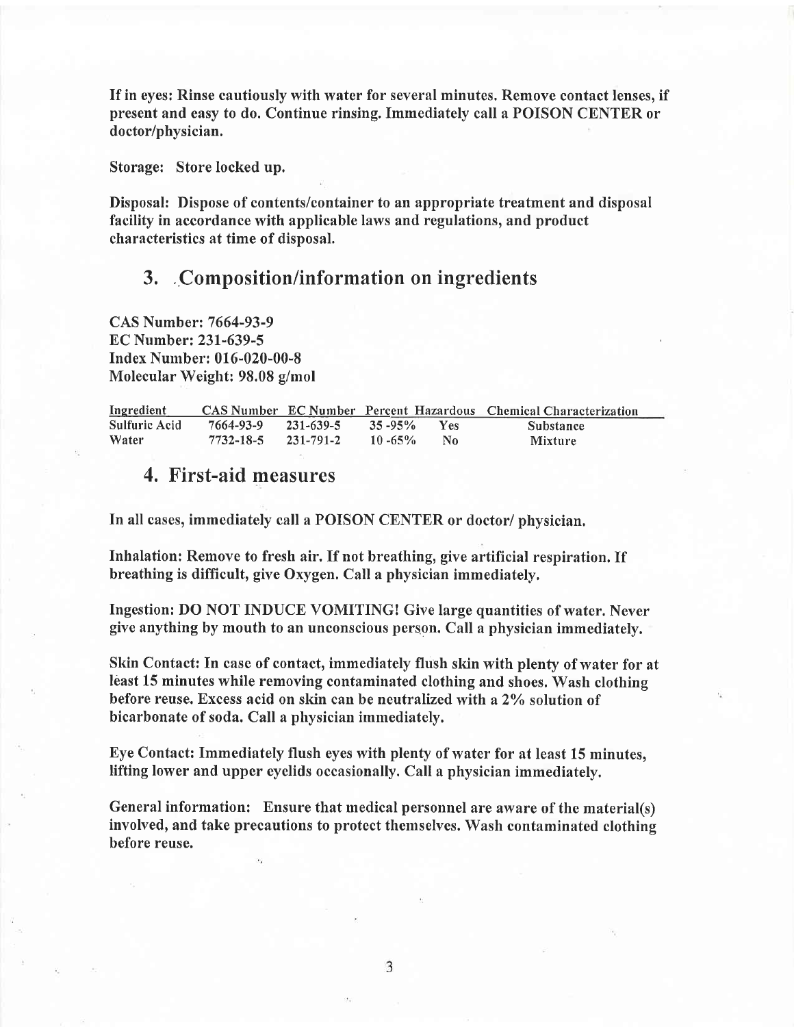**If in eyes: Rinse cautiously with water for several minutes. Remove contact lenses, if present and easy to do. Continue rinsing. Immediately call a POISON CENTER or doctor/physician.**

**Storage: Store locked up.**

**Disposal: Dispose of contents/container to an appropriate treatment and disposal facility in accordance with applicable laws and regulations, and product characteristics at time of disposal.**

## 3. Composition/information on ingredients

**CAS Number: 7664-93-9**
**EC Number: 231-639-5**
**Index Number: 016-020-00-8**
**Molecular Weight: 98.08 g/mol**

| Ingredient | CAS Number | EC Number | Percent | Hazardous | Chemical Characterization |
|---|---|---|---|---|---|
| Sulfuric Acid | 7664-93-9 | 231-639-5 | 35 -95% | Yes | Substance |
| Water | 7732-18-5 | 231-791-2 | 10 -65% | No | Mixture |

## 4. First-aid measures

**In all cases, immediately call a POISON CENTER or doctor/ physician.**

**Inhalation: Remove to fresh air. If not breathing, give artificial respiration. If breathing is difficult, give Oxygen. Call a physician immediately.**

**Ingestion: DO NOT INDUCE VOMITING! Give large quantities of water. Never give anything by mouth to an unconscious person. Call a physician immediately.**

**Skin Contact: In case of contact, immediately flush skin with plenty of water for at least 15 minutes while removing contaminated clothing and shoes. Wash clothing before reuse. Excess acid on skin can be neutralized with a 2% solution of bicarbonate of soda. Call a physician immediately.**

**Eye Contact: Immediately flush eyes with plenty of water for at least 15 minutes, lifting lower and upper eyelids occasionally. Call a physician immediately.**

**General information: Ensure that medical personnel are aware of the material(s) involved, and take precautions to protect themselves. Wash contaminated clothing before reuse.**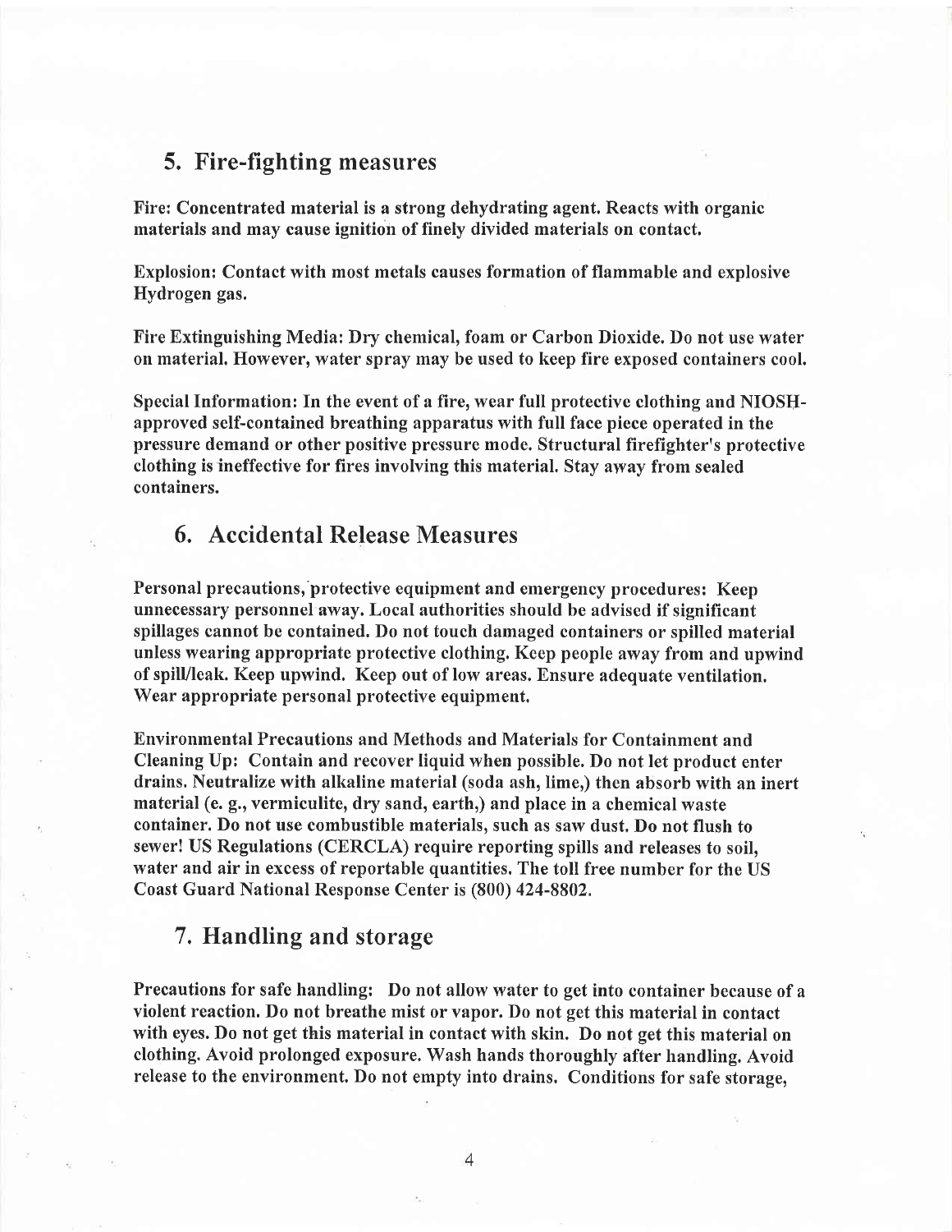## 5. Fire-fighting measures

**Fire: Concentrated material is a strong dehydrating agent. Reacts with organic materials and may cause ignition of finely divided materials on contact.**

**Explosion: Contact with most metals causes formation of flammable and explosive Hydrogen gas.**

**Fire Extinguishing Media: Dry chemical, foam or Carbon Dioxide. Do not use water on material. However, water spray may be used to keep fire exposed containers cool.**

**Special Information: In the event of a fire, wear full protective clothing and NIOSH-approved self-contained breathing apparatus with full face piece operated in the pressure demand or other positive pressure mode. Structural firefighter's protective clothing is ineffective for fires involving this material. Stay away from sealed containers.**

## 6. Accidental Release Measures

**Personal precautions, protective equipment and emergency procedures: Keep unnecessary personnel away. Local authorities should be advised if significant spillages cannot be contained. Do not touch damaged containers or spilled material unless wearing appropriate protective clothing. Keep people away from and upwind of spill/leak. Keep upwind. Keep out of low areas. Ensure adequate ventilation. Wear appropriate personal protective equipment.**

**Environmental Precautions and Methods and Materials for Containment and Cleaning Up: Contain and recover liquid when possible. Do not let product enter drains. Neutralize with alkaline material (soda ash, lime,) then absorb with an inert material (e. g., vermiculite, dry sand, earth,) and place in a chemical waste container. Do not use combustible materials, such as saw dust. Do not flush to sewer! US Regulations (CERCLA) require reporting spills and releases to soil, water and air in excess of reportable quantities. The toll free number for the US Coast Guard National Response Center is (800) 424-8802.**

## 7. Handling and storage

**Precautions for safe handling: Do not allow water to get into container because of a violent reaction. Do not breathe mist or vapor. Do not get this material in contact with eyes. Do not get this material in contact with skin. Do not get this material on clothing. Avoid prolonged exposure. Wash hands thoroughly after handling. Avoid release to the environment. Do not empty into drains. Conditions for safe storage,**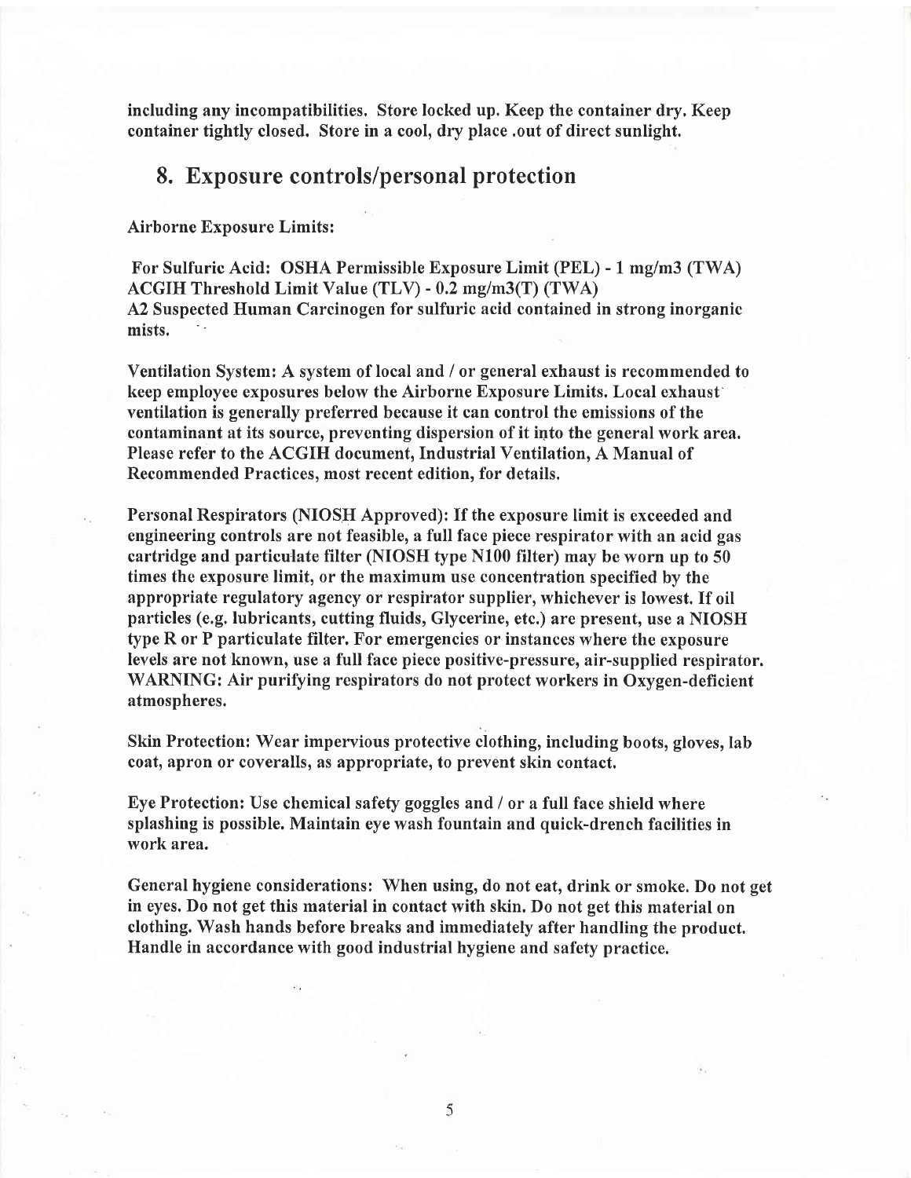**including any incompatibilities. Store locked up. Keep the container dry. Keep container tightly closed. Store in a cool, dry place .out of direct sunlight.**

## 8. Exposure controls/personal protection

**Airborne Exposure Limits:**

**For Sulfuric Acid: OSHA Permissible Exposure Limit (PEL) - 1 mg/m3 (TWA)**
**ACGIH Threshold Limit Value (TLV) - 0.2 mg/m3(T) (TWA)**
**A2 Suspected Human Carcinogen for sulfuric acid contained in strong inorganic mists.**

**Ventilation System: A system of local and / or general exhaust is recommended to keep employee exposures below the Airborne Exposure Limits. Local exhaust ventilation is generally preferred because it can control the emissions of the contaminant at its source, preventing dispersion of it into the general work area. Please refer to the ACGIH document, Industrial Ventilation, A Manual of Recommended Practices, most recent edition, for details.**

**Personal Respirators (NIOSH Approved): If the exposure limit is exceeded and engineering controls are not feasible, a full face piece respirator with an acid gas cartridge and particulate filter (NIOSH type N100 filter) may be worn up to 50 times the exposure limit, or the maximum use concentration specified by the appropriate regulatory agency or respirator supplier, whichever is lowest. If oil particles (e.g. lubricants, cutting fluids, Glycerine, etc.) are present, use a NIOSH type R or P particulate filter. For emergencies or instances where the exposure levels are not known, use a full face piece positive-pressure, air-supplied respirator. WARNING: Air purifying respirators do not protect workers in Oxygen-deficient atmospheres.**

**Skin Protection: Wear impervious protective clothing, including boots, gloves, lab coat, apron or coveralls, as appropriate, to prevent skin contact.**

**Eye Protection: Use chemical safety goggles and / or a full face shield where splashing is possible. Maintain eye wash fountain and quick-drench facilities in work area.**

**General hygiene considerations: When using, do not eat, drink or smoke. Do not get in eyes. Do not get this material in contact with skin. Do not get this material on clothing. Wash hands before breaks and immediately after handling the product. Handle in accordance with good industrial hygiene and safety practice.**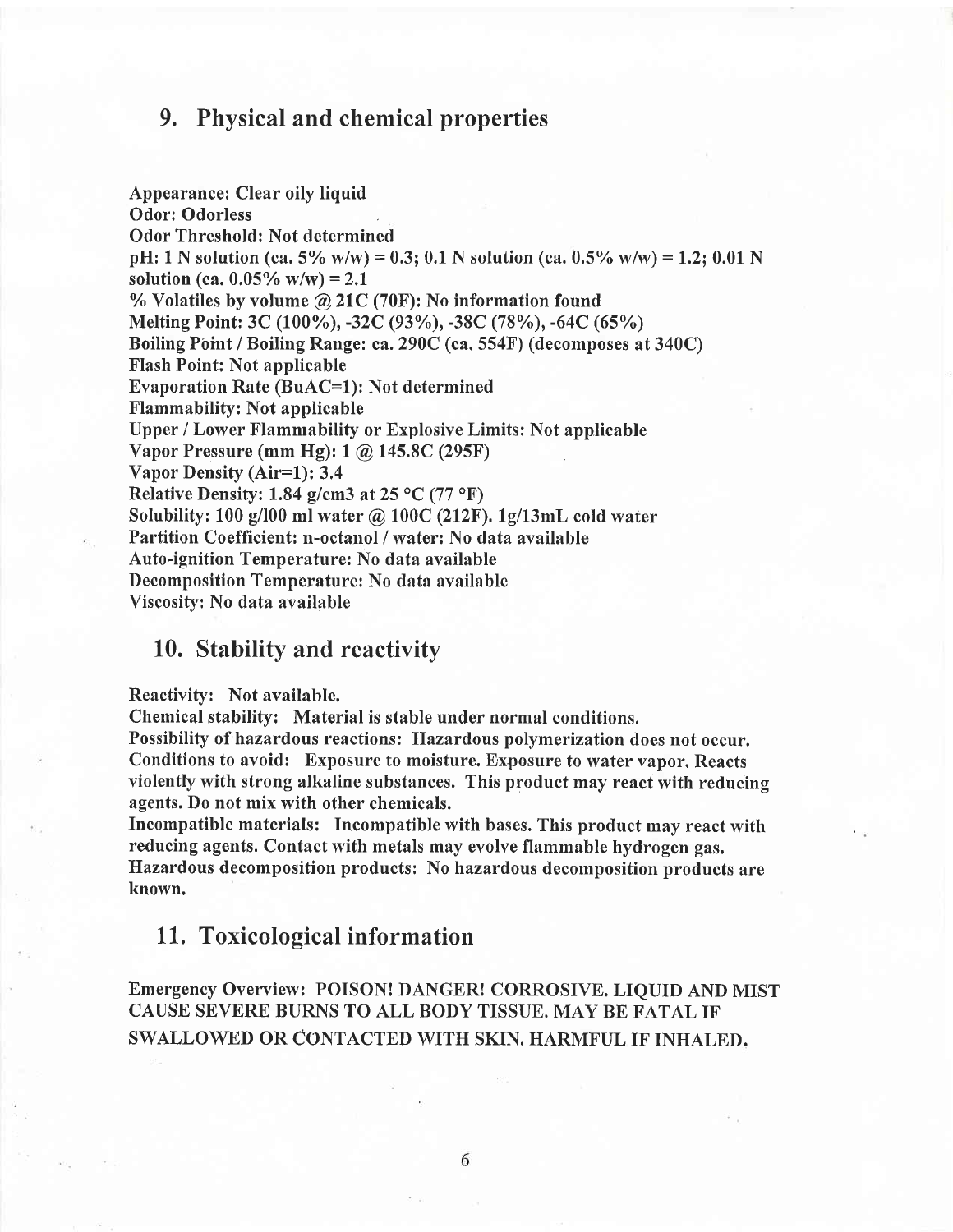## 9. Physical and chemical properties

**Appearance: Clear oily liquid**
**Odor: Odorless**
**Odor Threshold: Not determined**
**pH: 1 N solution (ca. 5% w/w) = 0.3; 0.1 N solution (ca. 0.5% w/w) = 1.2; 0.01 N solution (ca. 0.05% w/w) = 2.1**
**% Volatiles by volume @ 21C (70F): No information found**
**Melting Point: 3C (100%), -32C (93%), -38C (78%), -64C (65%)**
**Boiling Point / Boiling Range: ca. 290C (ca. 554F) (decomposes at 340C)**
**Flash Point: Not applicable**
**Evaporation Rate (BuAC=1): Not determined**
**Flammability: Not applicable**
**Upper / Lower Flammability or Explosive Limits: Not applicable**
**Vapor Pressure (mm Hg): 1 @ 145.8C (295F)**
**Vapor Density (Air=1): 3.4**
**Relative Density: 1.84 g/cm3 at 25 °C (77 °F)**
**Solubility: 100 g/l00 ml water @ 100C (212F). 1g/13mL cold water**
**Partition Coefficient: n-octanol / water: No data available**
**Auto-ignition Temperature: No data available**
**Decomposition Temperature: No data available**
**Viscosity: No data available**

## 10. Stability and reactivity

**Reactivity: Not available.**
**Chemical stability: Material is stable under normal conditions.**
**Possibility of hazardous reactions: Hazardous polymerization does not occur.**
**Conditions to avoid: Exposure to moisture. Exposure to water vapor. Reacts violently with strong alkaline substances. This product may react with reducing agents. Do not mix with other chemicals.**
**Incompatible materials: Incompatible with bases. This product may react with reducing agents. Contact with metals may evolve flammable hydrogen gas.**
**Hazardous decomposition products: No hazardous decomposition products are known.**

## 11. Toxicological information

**Emergency Overview: POISON! DANGER! CORROSIVE. LIQUID AND MIST CAUSE SEVERE BURNS TO ALL BODY TISSUE. MAY BE FATAL IF SWALLOWED OR CONTACTED WITH SKIN. HARMFUL IF INHALED.**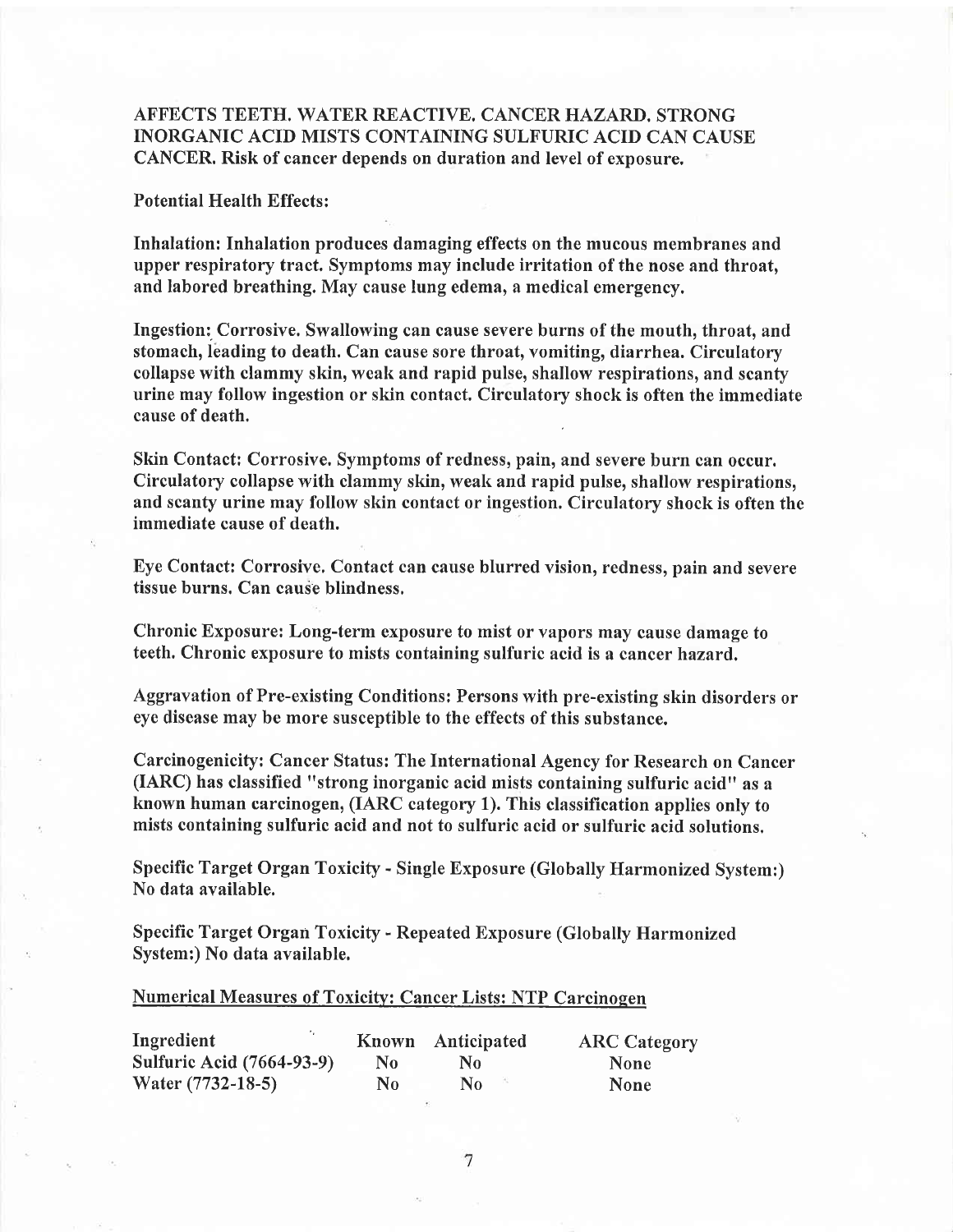**AFFECTS TEETH. WATER REACTIVE. CANCER HAZARD. STRONG INORGANIC ACID MISTS CONTAINING SULFURIC ACID CAN CAUSE CANCER. Risk of cancer depends on duration and level of exposure.**

**Potential Health Effects:**

**Inhalation: Inhalation produces damaging effects on the mucous membranes and upper respiratory tract. Symptoms may include irritation of the nose and throat, and labored breathing. May cause lung edema, a medical emergency.**

**Ingestion: Corrosive. Swallowing can cause severe burns of the mouth, throat, and stomach, leading to death. Can cause sore throat, vomiting, diarrhea. Circulatory collapse with clammy skin, weak and rapid pulse, shallow respirations, and scanty urine may follow ingestion or skin contact. Circulatory shock is often the immediate cause of death.**

**Skin Contact: Corrosive. Symptoms of redness, pain, and severe burn can occur. Circulatory collapse with clammy skin, weak and rapid pulse, shallow respirations, and scanty urine may follow skin contact or ingestion. Circulatory shock is often the immediate cause of death.**

**Eye Contact: Corrosive. Contact can cause blurred vision, redness, pain and severe tissue burns. Can cause blindness.**

**Chronic Exposure: Long-term exposure to mist or vapors may cause damage to teeth. Chronic exposure to mists containing sulfuric acid is a cancer hazard.**

**Aggravation of Pre-existing Conditions: Persons with pre-existing skin disorders or eye disease may be more susceptible to the effects of this substance.**

**Carcinogenicity: Cancer Status: The International Agency for Research on Cancer (IARC) has classified "strong inorganic acid mists containing sulfuric acid" as a known human carcinogen, (IARC category 1). This classification applies only to mists containing sulfuric acid and not to sulfuric acid or sulfuric acid solutions.**

**Specific Target Organ Toxicity - Single Exposure (Globally Harmonized System:) No data available.**

**Specific Target Organ Toxicity - Repeated Exposure (Globally Harmonized System:) No data available.**

**Numerical Measures of Toxicity: Cancer Lists: NTP Carcinogen**

| Ingredient | Known | Anticipated | ARC Category |
|---|---|---|---|
| Sulfuric Acid (7664-93-9) | No | No | None |
| Water (7732-18-5) | No | No | None |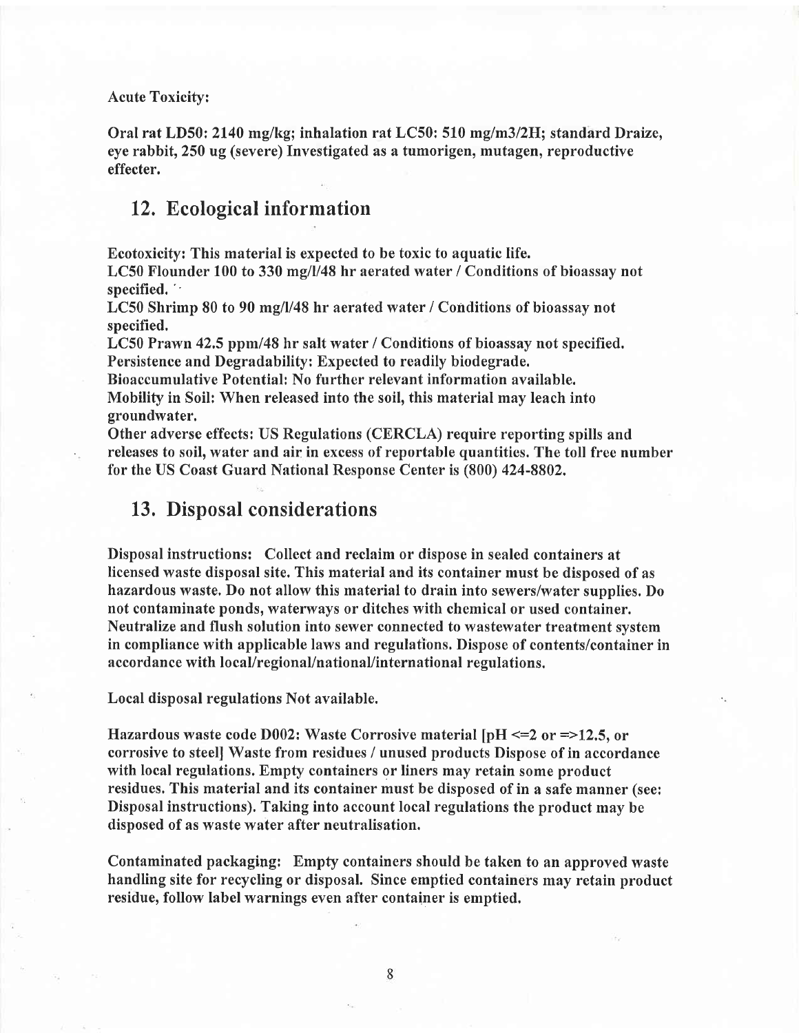**Acute Toxicity:**

**Oral rat LD50: 2140 mg/kg; inhalation rat LC50: 510 mg/m3/2H; standard Draize, eye rabbit, 250 ug (severe) Investigated as a tumorigen, mutagen, reproductive effecter.**

## 12. Ecological information

**Ecotoxicity: This material is expected to be toxic to aquatic life.**
**LC50 Flounder 100 to 330 mg/l/48 hr aerated water / Conditions of bioassay not specified.**
**LC50 Shrimp 80 to 90 mg/l/48 hr aerated water / Conditions of bioassay not specified.**
**LC50 Prawn 42.5 ppm/48 hr salt water / Conditions of bioassay not specified.**
**Persistence and Degradability: Expected to readily biodegrade.**
**Bioaccumulative Potential: No further relevant information available.**
**Mobility in Soil: When released into the soil, this material may leach into groundwater.**
**Other adverse effects: US Regulations (CERCLA) require reporting spills and releases to soil, water and air in excess of reportable quantities. The toll free number for the US Coast Guard National Response Center is (800) 424-8802.**

## 13. Disposal considerations

**Disposal instructions: Collect and reclaim or dispose in sealed containers at licensed waste disposal site. This material and its container must be disposed of as hazardous waste. Do not allow this material to drain into sewers/water supplies. Do not contaminate ponds, waterways or ditches with chemical or used container. Neutralize and flush solution into sewer connected to wastewater treatment system in compliance with applicable laws and regulations. Dispose of contents/container in accordance with local/regional/national/international regulations.**

**Local disposal regulations Not available.**

**Hazardous waste code D002: Waste Corrosive material [pH <=2 or =>12.5, or corrosive to steel] Waste from residues / unused products Dispose of in accordance with local regulations. Empty containers or liners may retain some product residues. This material and its container must be disposed of in a safe manner (see: Disposal instructions). Taking into account local regulations the product may be disposed of as waste water after neutralisation.**

**Contaminated packaging: Empty containers should be taken to an approved waste handling site for recycling or disposal. Since emptied containers may retain product residue, follow label warnings even after container is emptied.**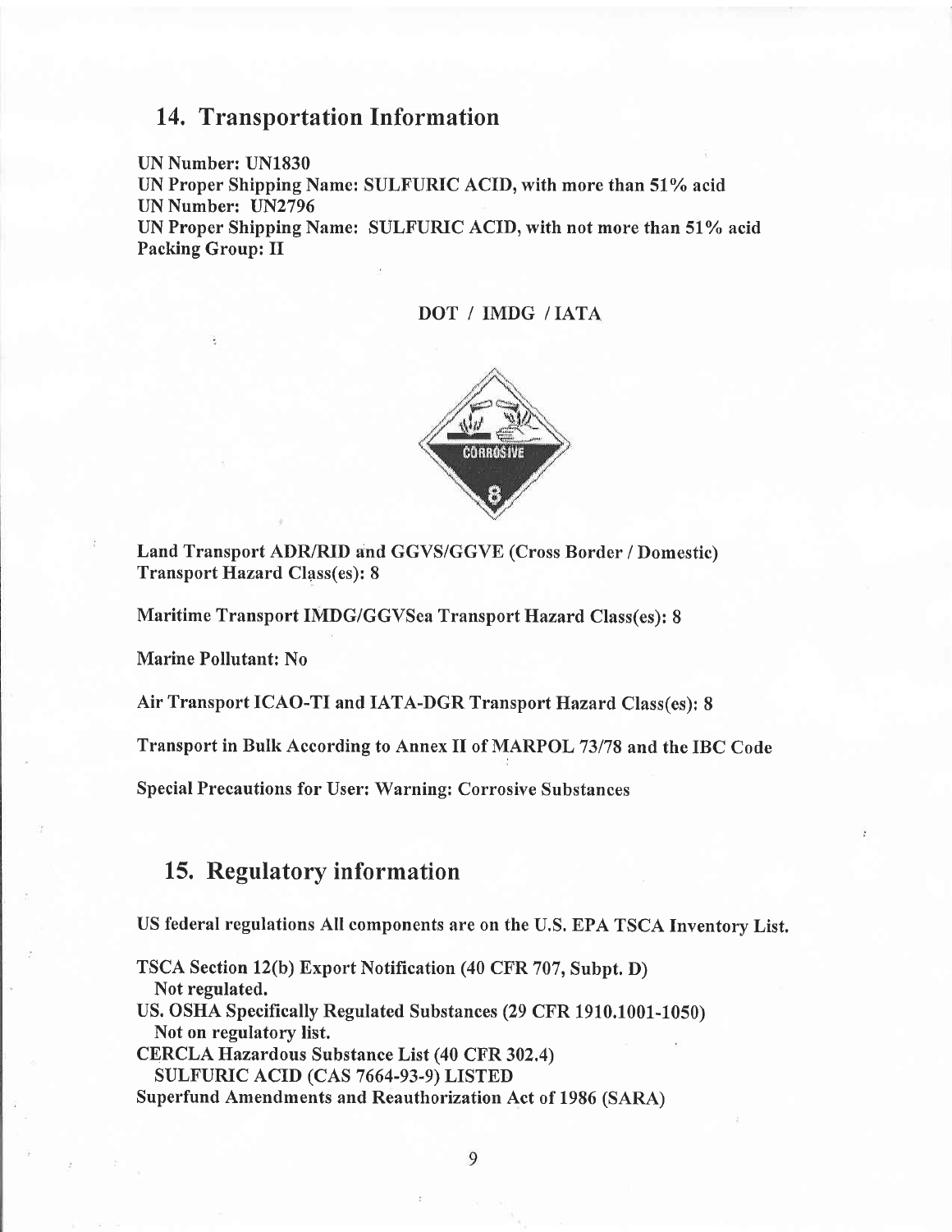## 14. Transportation Information

**UN Number: UN1830**
**UN Proper Shipping Name: SULFURIC ACID, with more than 51% acid**
**UN Number: UN2796**
**UN Proper Shipping Name: SULFURIC ACID, with not more than 51% acid**
**Packing Group: II**

**DOT / IMDG / IATA**

**Land Transport ADR/RID and GGVS/GGVE (Cross Border / Domestic)**
**Transport Hazard Class(es): 8**

**Maritime Transport IMDG/GGVSea Transport Hazard Class(es): 8**

**Marine Pollutant: No**

**Air Transport ICAO-TI and IATA-DGR Transport Hazard Class(es): 8**

**Transport in Bulk According to Annex II of MARPOL 73/78 and the IBC Code**

**Special Precautions for User: Warning: Corrosive Substances**

## 15. Regulatory information

**US federal regulations All components are on the U.S. EPA TSCA Inventory List.**

**TSCA Section 12(b) Export Notification (40 CFR 707, Subpt. D)**
**Not regulated.**
**US. OSHA Specifically Regulated Substances (29 CFR 1910.1001-1050)**
**Not on regulatory list.**
**CERCLA Hazardous Substance List (40 CFR 302.4)**
**SULFURIC ACID (CAS 7664-93-9) LISTED**
**Superfund Amendments and Reauthorization Act of 1986 (SARA)**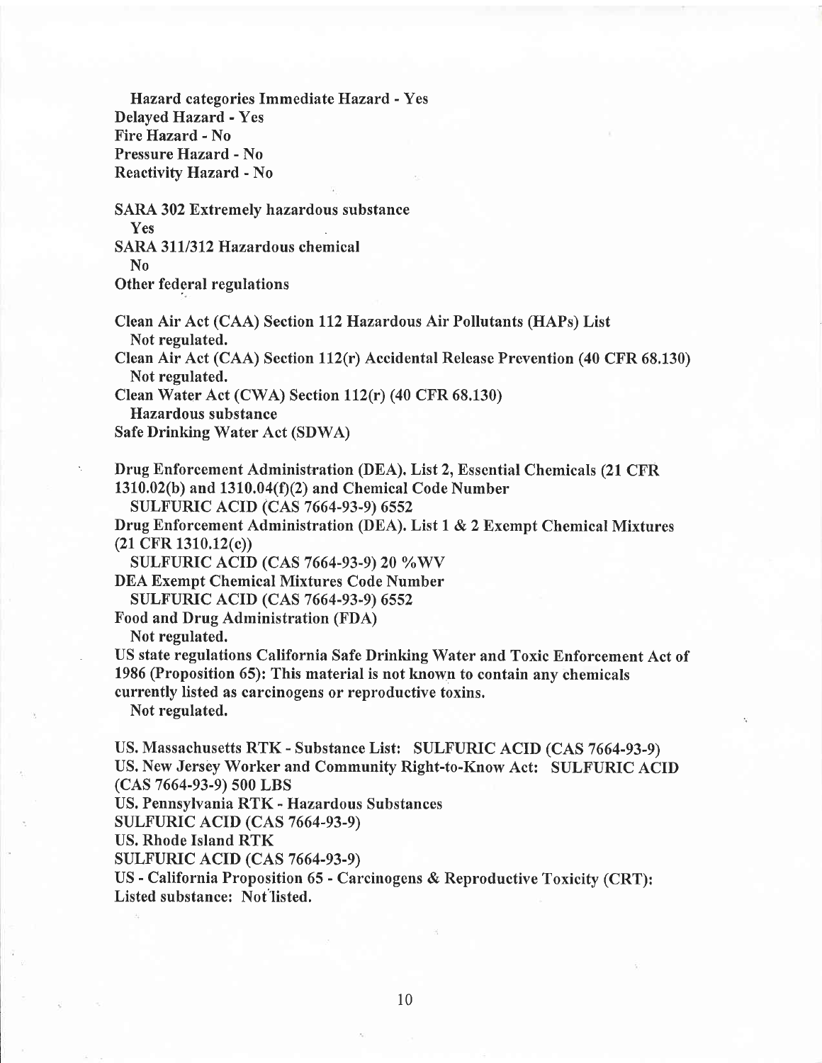**Hazard categories Immediate Hazard - Yes**
**Delayed Hazard - Yes**
**Fire Hazard - No**
**Pressure Hazard - No**
**Reactivity Hazard - No**

**SARA 302 Extremely hazardous substance**
**Yes**
**SARA 311/312 Hazardous chemical**
**No**
**Other federal regulations**

**Clean Air Act (CAA) Section 112 Hazardous Air Pollutants (HAPs) List**
**Not regulated.**
**Clean Air Act (CAA) Section 112(r) Accidental Release Prevention (40 CFR 68.130)**
**Not regulated.**
**Clean Water Act (CWA) Section 112(r) (40 CFR 68.130)**
**Hazardous substance**
**Safe Drinking Water Act (SDWA)**

**Drug Enforcement Administration (DEA). List 2, Essential Chemicals (21 CFR 1310.02(b) and 1310.04(f)(2) and Chemical Code Number**
**SULFURIC ACID (CAS 7664-93-9) 6552**
**Drug Enforcement Administration (DEA). List 1 & 2 Exempt Chemical Mixtures (21 CFR 1310.12(c))**
**SULFURIC ACID (CAS 7664-93-9) 20 %WV**
**DEA Exempt Chemical Mixtures Code Number**
**SULFURIC ACID (CAS 7664-93-9) 6552**
**Food and Drug Administration (FDA)**
**Not regulated.**
**US state regulations California Safe Drinking Water and Toxic Enforcement Act of 1986 (Proposition 65): This material is not known to contain any chemicals currently listed as carcinogens or reproductive toxins.**
**Not regulated.**

**US. Massachusetts RTK - Substance List: SULFURIC ACID (CAS 7664-93-9)**
**US. New Jersey Worker and Community Right-to-Know Act: SULFURIC ACID (CAS 7664-93-9) 500 LBS**
**US. Pennsylvania RTK - Hazardous Substances**
**SULFURIC ACID (CAS 7664-93-9)**
**US. Rhode Island RTK**
**SULFURIC ACID (CAS 7664-93-9)**
**US - California Proposition 65 - Carcinogens & Reproductive Toxicity (CRT): Listed substance: Not listed.**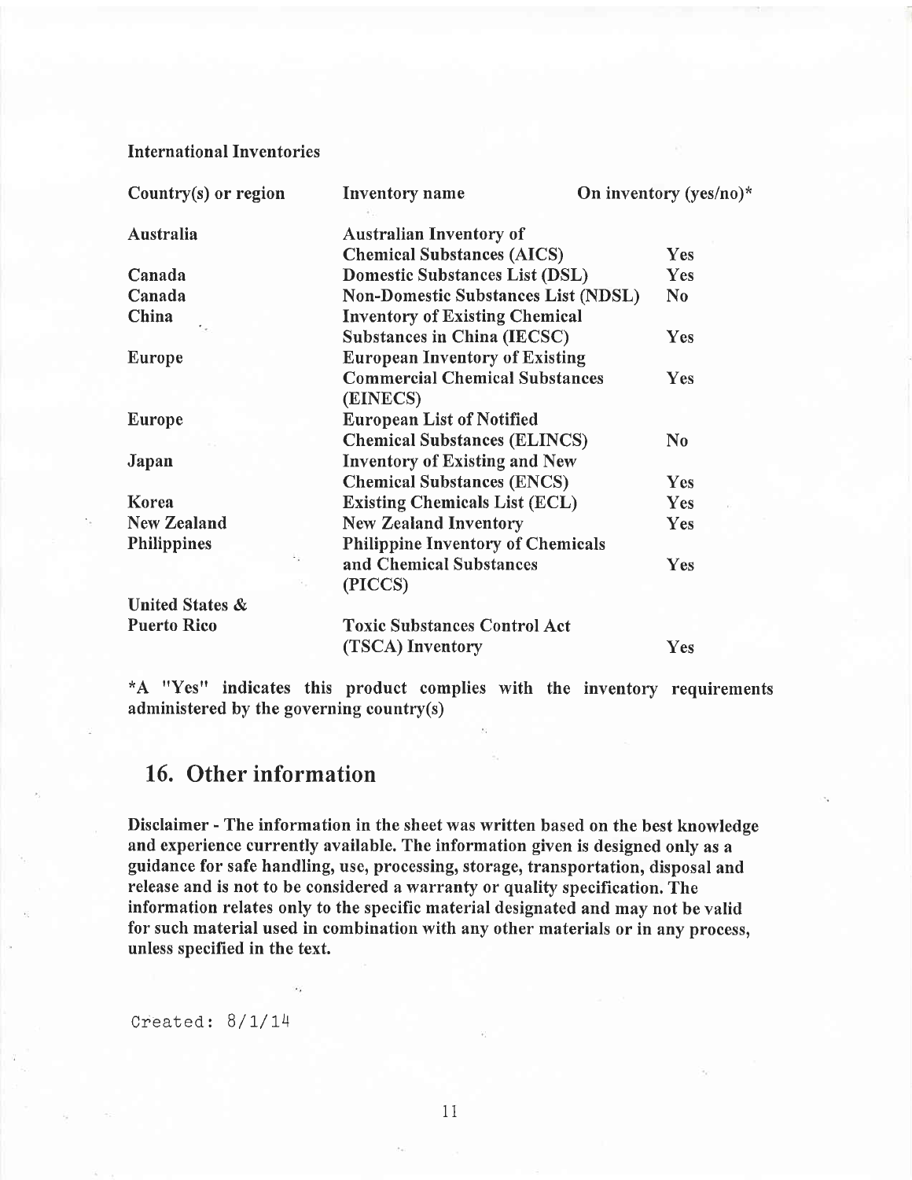International Inventories

| Country(s) or region | Inventory name | On inventory (yes/no)* |
| --- | --- | --- |
| Australia | Australian Inventory of Chemical Substances (AICS) | Yes |
| Canada | Domestic Substances List (DSL) | Yes |
| Canada | Non-Domestic Substances List (NDSL) | No |
| China | Inventory of Existing Chemical Substances in China (IECSC) | Yes |
| Europe | European Inventory of Existing Commercial Chemical Substances (EINECS) | Yes |
| Europe | European List of Notified Chemical Substances (ELINCS) | No |
| Japan | Inventory of Existing and New Chemical Substances (ENCS) | Yes |
| Korea | Existing Chemicals List (ECL) | Yes |
| New Zealand | New Zealand Inventory | Yes |
| Philippines | Philippine Inventory of Chemicals and Chemical Substances (PICCS) | Yes |
| United States & Puerto Rico | Toxic Substances Control Act (TSCA) Inventory | Yes |

*A "Yes" indicates this product complies with the inventory requirements administered by the governing country(s)

## 16. Other information

**Disclaimer - The information in the sheet was written based on the best knowledge and experience currently available. The information given is designed only as a guidance for safe handling, use, processing, storage, transportation, disposal and release and is not to be considered a warranty or quality specification. The information relates only to the specific material designated and may not be valid for such material used in combination with any other materials or in any process, unless specified in the text.**

Created: 8/1/14